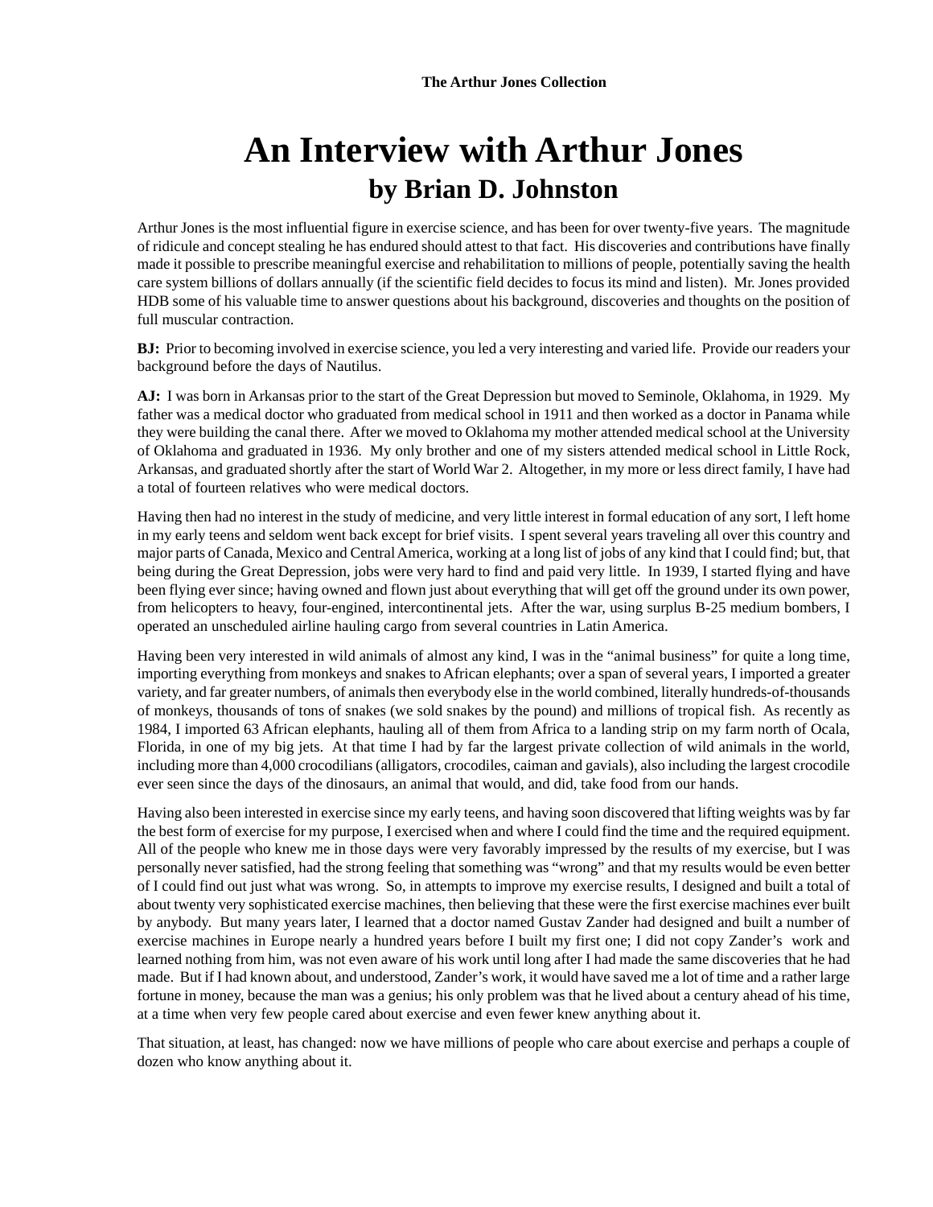**The Arthur Jones Collection**

# An Interview with Arthur Jones
## by Brian D. Johnston

Arthur Jones is the most influential figure in exercise science, and has been for over twenty-five years. The magnitude of ridicule and concept stealing he has endured should attest to that fact. His discoveries and contributions have finally made it possible to prescribe meaningful exercise and rehabilitation to millions of people, potentially saving the health care system billions of dollars annually (if the scientific field decides to focus its mind and listen). Mr. Jones provided HDB some of his valuable time to answer questions about his background, discoveries and thoughts on the position of full muscular contraction.

**BJ:** Prior to becoming involved in exercise science, you led a very interesting and varied life. Provide our readers your background before the days of Nautilus.

**AJ:** I was born in Arkansas prior to the start of the Great Depression but moved to Seminole, Oklahoma, in 1929. My father was a medical doctor who graduated from medical school in 1911 and then worked as a doctor in Panama while they were building the canal there. After we moved to Oklahoma my mother attended medical school at the University of Oklahoma and graduated in 1936. My only brother and one of my sisters attended medical school in Little Rock, Arkansas, and graduated shortly after the start of World War 2. Altogether, in my more or less direct family, I have had a total of fourteen relatives who were medical doctors.

Having then had no interest in the study of medicine, and very little interest in formal education of any sort, I left home in my early teens and seldom went back except for brief visits. I spent several years traveling all over this country and major parts of Canada, Mexico and Central America, working at a long list of jobs of any kind that I could find; but, that being during the Great Depression, jobs were very hard to find and paid very little. In 1939, I started flying and have been flying ever since; having owned and flown just about everything that will get off the ground under its own power, from helicopters to heavy, four-engined, intercontinental jets. After the war, using surplus B-25 medium bombers, I operated an unscheduled airline hauling cargo from several countries in Latin America.

Having been very interested in wild animals of almost any kind, I was in the "animal business" for quite a long time, importing everything from monkeys and snakes to African elephants; over a span of several years, I imported a greater variety, and far greater numbers, of animals then everybody else in the world combined, literally hundreds-of-thousands of monkeys, thousands of tons of snakes (we sold snakes by the pound) and millions of tropical fish. As recently as 1984, I imported 63 African elephants, hauling all of them from Africa to a landing strip on my farm north of Ocala, Florida, in one of my big jets. At that time I had by far the largest private collection of wild animals in the world, including more than 4,000 crocodilians (alligators, crocodiles, caiman and gavials), also including the largest crocodile ever seen since the days of the dinosaurs, an animal that would, and did, take food from our hands.

Having also been interested in exercise since my early teens, and having soon discovered that lifting weights was by far the best form of exercise for my purpose, I exercised when and where I could find the time and the required equipment. All of the people who knew me in those days were very favorably impressed by the results of my exercise, but I was personally never satisfied, had the strong feeling that something was "wrong" and that my results would be even better of I could find out just what was wrong. So, in attempts to improve my exercise results, I designed and built a total of about twenty very sophisticated exercise machines, then believing that these were the first exercise machines ever built by anybody. But many years later, I learned that a doctor named Gustav Zander had designed and built a number of exercise machines in Europe nearly a hundred years before I built my first one; I did not copy Zander's work and learned nothing from him, was not even aware of his work until long after I had made the same discoveries that he had made. But if I had known about, and understood, Zander's work, it would have saved me a lot of time and a rather large fortune in money, because the man was a genius; his only problem was that he lived about a century ahead of his time, at a time when very few people cared about exercise and even fewer knew anything about it.

That situation, at least, has changed: now we have millions of people who care about exercise and perhaps a couple of dozen who know anything about it.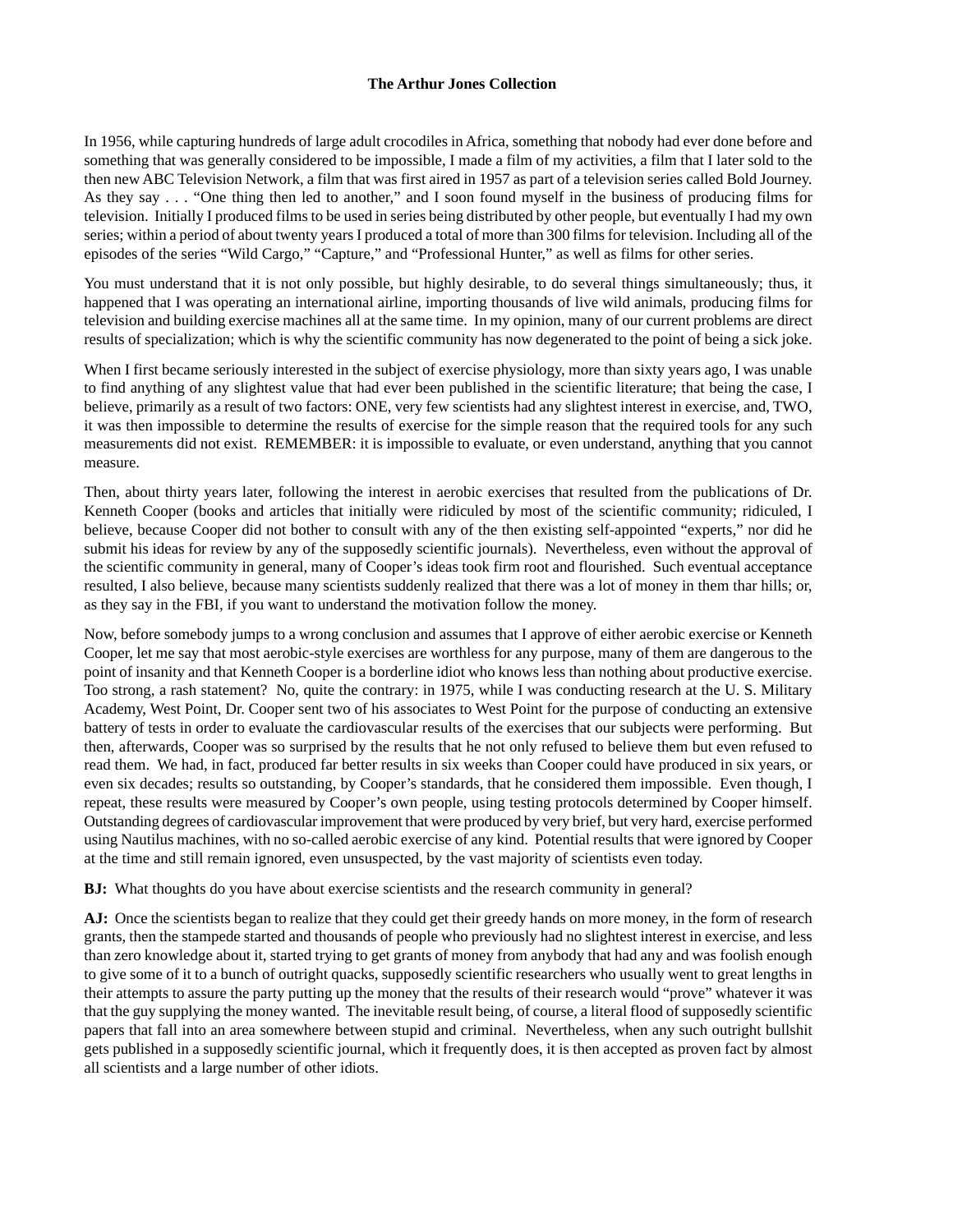**The Arthur Jones Collection**

In 1956, while capturing hundreds of large adult crocodiles in Africa, something that nobody had ever done before and something that was generally considered to be impossible, I made a film of my activities, a film that I later sold to the then new ABC Television Network, a film that was first aired in 1957 as part of a television series called Bold Journey. As they say . . . "One thing then led to another," and I soon found myself in the business of producing films for television. Initially I produced films to be used in series being distributed by other people, but eventually I had my own series; within a period of about twenty years I produced a total of more than 300 films for television. Including all of the episodes of the series "Wild Cargo," "Capture," and "Professional Hunter," as well as films for other series.

You must understand that it is not only possible, but highly desirable, to do several things simultaneously; thus, it happened that I was operating an international airline, importing thousands of live wild animals, producing films for television and building exercise machines all at the same time. In my opinion, many of our current problems are direct results of specialization; which is why the scientific community has now degenerated to the point of being a sick joke.

When I first became seriously interested in the subject of exercise physiology, more than sixty years ago, I was unable to find anything of any slightest value that had ever been published in the scientific literature; that being the case, I believe, primarily as a result of two factors: ONE, very few scientists had any slightest interest in exercise, and, TWO, it was then impossible to determine the results of exercise for the simple reason that the required tools for any such measurements did not exist. REMEMBER: it is impossible to evaluate, or even understand, anything that you cannot measure.

Then, about thirty years later, following the interest in aerobic exercises that resulted from the publications of Dr. Kenneth Cooper (books and articles that initially were ridiculed by most of the scientific community; ridiculed, I believe, because Cooper did not bother to consult with any of the then existing self-appointed "experts," nor did he submit his ideas for review by any of the supposedly scientific journals). Nevertheless, even without the approval of the scientific community in general, many of Cooper's ideas took firm root and flourished. Such eventual acceptance resulted, I also believe, because many scientists suddenly realized that there was a lot of money in them thar hills; or, as they say in the FBI, if you want to understand the motivation follow the money.

Now, before somebody jumps to a wrong conclusion and assumes that I approve of either aerobic exercise or Kenneth Cooper, let me say that most aerobic-style exercises are worthless for any purpose, many of them are dangerous to the point of insanity and that Kenneth Cooper is a borderline idiot who knows less than nothing about productive exercise. Too strong, a rash statement? No, quite the contrary: in 1975, while I was conducting research at the U. S. Military Academy, West Point, Dr. Cooper sent two of his associates to West Point for the purpose of conducting an extensive battery of tests in order to evaluate the cardiovascular results of the exercises that our subjects were performing. But then, afterwards, Cooper was so surprised by the results that he not only refused to believe them but even refused to read them. We had, in fact, produced far better results in six weeks than Cooper could have produced in six years, or even six decades; results so outstanding, by Cooper's standards, that he considered them impossible. Even though, I repeat, these results were measured by Cooper's own people, using testing protocols determined by Cooper himself. Outstanding degrees of cardiovascular improvement that were produced by very brief, but very hard, exercise performed using Nautilus machines, with no so-called aerobic exercise of any kind. Potential results that were ignored by Cooper at the time and still remain ignored, even unsuspected, by the vast majority of scientists even today.

**BJ:** What thoughts do you have about exercise scientists and the research community in general?

**AJ:** Once the scientists began to realize that they could get their greedy hands on more money, in the form of research grants, then the stampede started and thousands of people who previously had no slightest interest in exercise, and less than zero knowledge about it, started trying to get grants of money from anybody that had any and was foolish enough to give some of it to a bunch of outright quacks, supposedly scientific researchers who usually went to great lengths in their attempts to assure the party putting up the money that the results of their research would "prove" whatever it was that the guy supplying the money wanted. The inevitable result being, of course, a literal flood of supposedly scientific papers that fall into an area somewhere between stupid and criminal. Nevertheless, when any such outright bullshit gets published in a supposedly scientific journal, which it frequently does, it is then accepted as proven fact by almost all scientists and a large number of other idiots.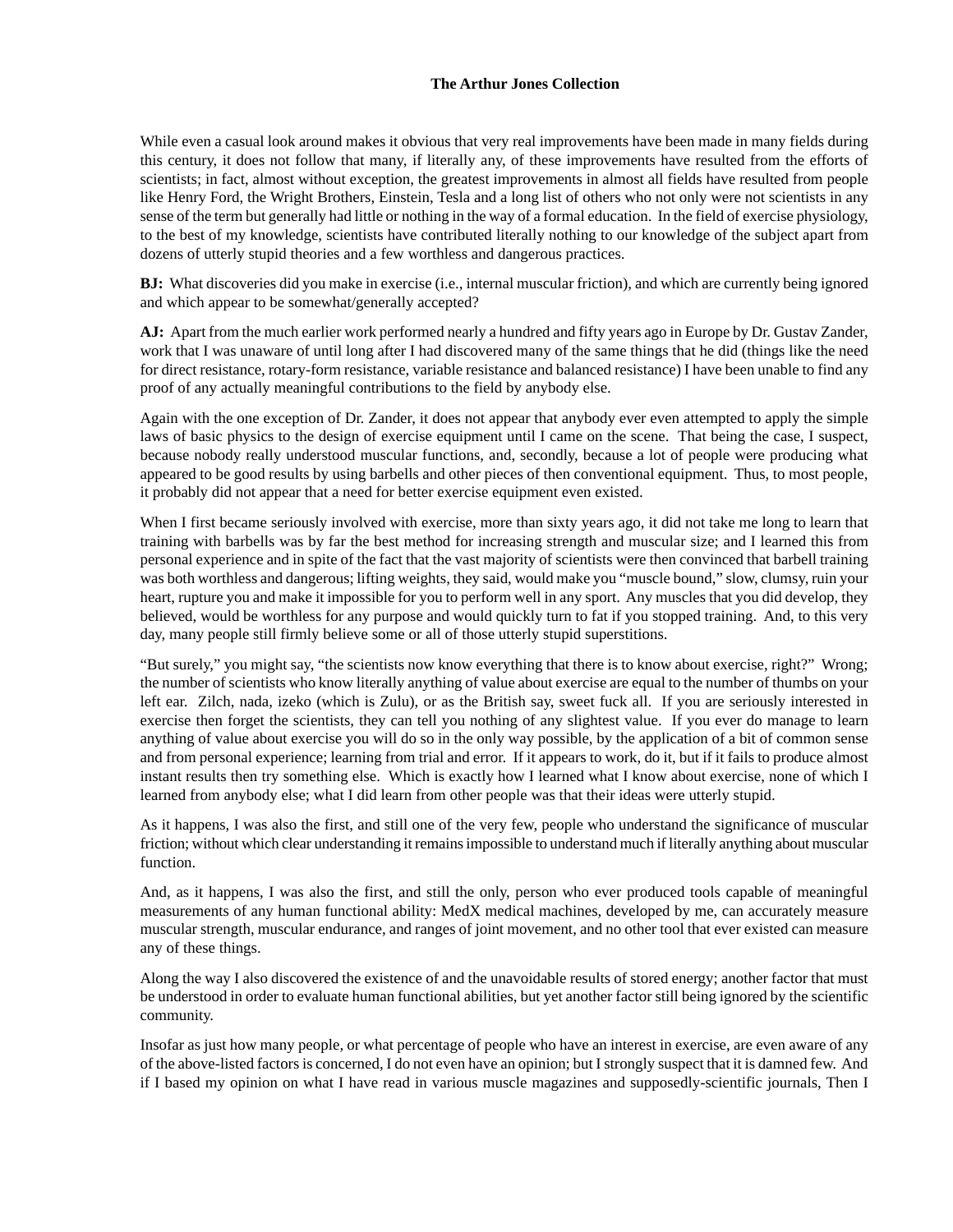While even a casual look around makes it obvious that very real improvements have been made in many fields during this century, it does not follow that many, if literally any, of these improvements have resulted from the efforts of scientists; in fact, almost without exception, the greatest improvements in almost all fields have resulted from people like Henry Ford, the Wright Brothers, Einstein, Tesla and a long list of others who not only were not scientists in any sense of the term but generally had little or nothing in the way of a formal education. In the field of exercise physiology, to the best of my knowledge, scientists have contributed literally nothing to our knowledge of the subject apart from dozens of utterly stupid theories and a few worthless and dangerous practices.

**BJ:** What discoveries did you make in exercise (i.e., internal muscular friction), and which are currently being ignored and which appear to be somewhat/generally accepted?

**AJ:** Apart from the much earlier work performed nearly a hundred and fifty years ago in Europe by Dr. Gustav Zander, work that I was unaware of until long after I had discovered many of the same things that he did (things like the need for direct resistance, rotary-form resistance, variable resistance and balanced resistance) I have been unable to find any proof of any actually meaningful contributions to the field by anybody else.

Again with the one exception of Dr. Zander, it does not appear that anybody ever even attempted to apply the simple laws of basic physics to the design of exercise equipment until I came on the scene. That being the case, I suspect, because nobody really understood muscular functions, and, secondly, because a lot of people were producing what appeared to be good results by using barbells and other pieces of then conventional equipment. Thus, to most people, it probably did not appear that a need for better exercise equipment even existed.

When I first became seriously involved with exercise, more than sixty years ago, it did not take me long to learn that training with barbells was by far the best method for increasing strength and muscular size; and I learned this from personal experience and in spite of the fact that the vast majority of scientists were then convinced that barbell training was both worthless and dangerous; lifting weights, they said, would make you "muscle bound," slow, clumsy, ruin your heart, rupture you and make it impossible for you to perform well in any sport. Any muscles that you did develop, they believed, would be worthless for any purpose and would quickly turn to fat if you stopped training. And, to this very day, many people still firmly believe some or all of those utterly stupid superstitions.

"But surely," you might say, "the scientists now know everything that there is to know about exercise, right?" Wrong; the number of scientists who know literally anything of value about exercise are equal to the number of thumbs on your left ear. Zilch, nada, izeko (which is Zulu), or as the British say, sweet fuck all. If you are seriously interested in exercise then forget the scientists, they can tell you nothing of any slightest value. If you ever do manage to learn anything of value about exercise you will do so in the only way possible, by the application of a bit of common sense and from personal experience; learning from trial and error. If it appears to work, do it, but if it fails to produce almost instant results then try something else. Which is exactly how I learned what I know about exercise, none of which I learned from anybody else; what I did learn from other people was that their ideas were utterly stupid.

As it happens, I was also the first, and still one of the very few, people who understand the significance of muscular friction; without which clear understanding it remains impossible to understand much if literally anything about muscular function.

And, as it happens, I was also the first, and still the only, person who ever produced tools capable of meaningful measurements of any human functional ability: MedX medical machines, developed by me, can accurately measure muscular strength, muscular endurance, and ranges of joint movement, and no other tool that ever existed can measure any of these things.

Along the way I also discovered the existence of and the unavoidable results of stored energy; another factor that must be understood in order to evaluate human functional abilities, but yet another factor still being ignored by the scientific community.

Insofar as just how many people, or what percentage of people who have an interest in exercise, are even aware of any of the above-listed factors is concerned, I do not even have an opinion; but I strongly suspect that it is damned few. And if I based my opinion on what I have read in various muscle magazines and supposedly-scientific journals, Then I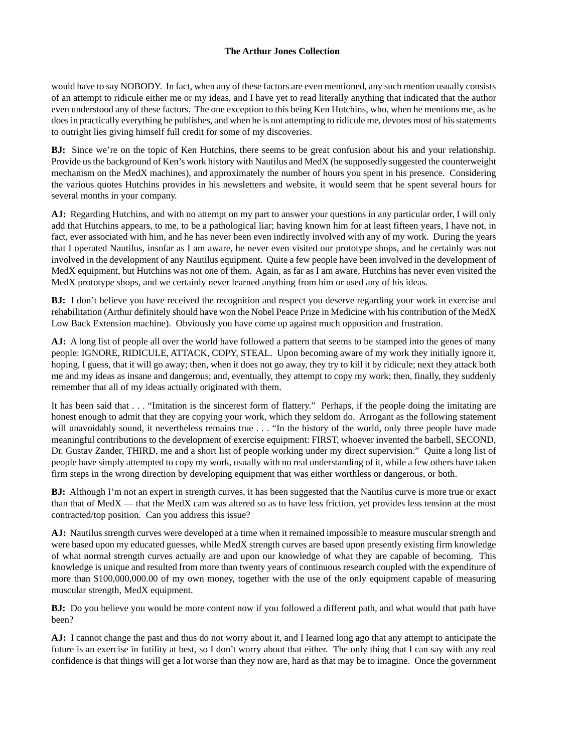would have to say NOBODY. In fact, when any of these factors are even mentioned, any such mention usually consists of an attempt to ridicule either me or my ideas, and I have yet to read literally anything that indicated that the author even understood any of these factors. The one exception to this being Ken Hutchins, who, when he mentions me, as he does in practically everything he publishes, and when he is not attempting to ridicule me, devotes most of his statements to outright lies giving himself full credit for some of my discoveries.

**BJ:** Since we're on the topic of Ken Hutchins, there seems to be great confusion about his and your relationship. Provide us the background of Ken's work history with Nautilus and MedX (he supposedly suggested the counterweight mechanism on the MedX machines), and approximately the number of hours you spent in his presence. Considering the various quotes Hutchins provides in his newsletters and website, it would seem that he spent several hours for several months in your company.

**AJ:** Regarding Hutchins, and with no attempt on my part to answer your questions in any particular order, I will only add that Hutchins appears, to me, to be a pathological liar; having known him for at least fifteen years, I have not, in fact, ever associated with him, and he has never been even indirectly involved with any of my work. During the years that I operated Nautilus, insofar as I am aware, he never even visited our prototype shops, and he certainly was not involved in the development of any Nautilus equipment. Quite a few people have been involved in the development of MedX equipment, but Hutchins was not one of them. Again, as far as I am aware, Hutchins has never even visited the MedX prototype shops, and we certainly never learned anything from him or used any of his ideas.

**BJ:** I don't believe you have received the recognition and respect you deserve regarding your work in exercise and rehabilitation (Arthur definitely should have won the Nobel Peace Prize in Medicine with his contribution of the MedX Low Back Extension machine). Obviously you have come up against much opposition and frustration.

**AJ:** A long list of people all over the world have followed a pattern that seems to be stamped into the genes of many people: IGNORE, RIDICULE, ATTACK, COPY, STEAL. Upon becoming aware of my work they initially ignore it, hoping, I guess, that it will go away; then, when it does not go away, they try to kill it by ridicule; next they attack both me and my ideas as insane and dangerous; and, eventually, they attempt to copy my work; then, finally, they suddenly remember that all of my ideas actually originated with them.

It has been said that . . . "Imitation is the sincerest form of flattery." Perhaps, if the people doing the imitating are honest enough to admit that they are copying your work, which they seldom do. Arrogant as the following statement will unavoidably sound, it nevertheless remains true . . . "In the history of the world, only three people have made meaningful contributions to the development of exercise equipment: FIRST, whoever invented the barbell, SECOND, Dr. Gustav Zander, THIRD, me and a short list of people working under my direct supervision." Quite a long list of people have simply attempted to copy my work, usually with no real understanding of it, while a few others have taken firm steps in the wrong direction by developing equipment that was either worthless or dangerous, or both.

**BJ:** Although I'm not an expert in strength curves, it has been suggested that the Nautilus curve is more true or exact than that of MedX — that the MedX cam was altered so as to have less friction, yet provides less tension at the most contracted/top position. Can you address this issue?

**AJ:** Nautilus strength curves were developed at a time when it remained impossible to measure muscular strength and were based upon my educated guesses, while MedX strength curves are based upon presently existing firm knowledge of what normal strength curves actually are and upon our knowledge of what they are capable of becoming. This knowledge is unique and resulted from more than twenty years of continuous research coupled with the expenditure of more than $100,000,000.00 of my own money, together with the use of the only equipment capable of measuring muscular strength, MedX equipment.

**BJ:** Do you believe you would be more content now if you followed a different path, and what would that path have been?

**AJ:** I cannot change the past and thus do not worry about it, and I learned long ago that any attempt to anticipate the future is an exercise in futility at best, so I don't worry about that either. The only thing that I can say with any real confidence is that things will get a lot worse than they now are, hard as that may be to imagine. Once the government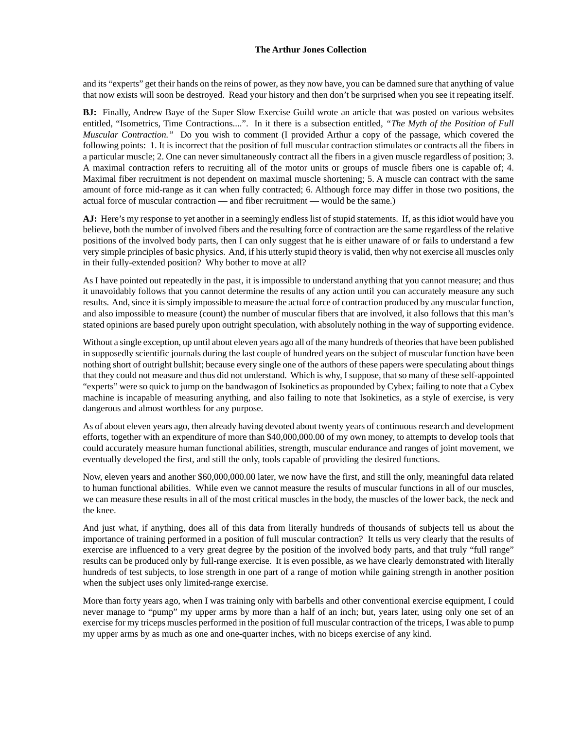and its "experts" get their hands on the reins of power, as they now have, you can be damned sure that anything of value that now exists will soon be destroyed. Read your history and then don't be surprised when you see it repeating itself.

**BJ:** Finally, Andrew Baye of the Super Slow Exercise Guild wrote an article that was posted on various websites entitled, "Isometrics, Time Contractions....". In it there is a subsection entitled, *"The Myth of the Position of Full Muscular Contraction."* Do you wish to comment (I provided Arthur a copy of the passage, which covered the following points: 1. It is incorrect that the position of full muscular contraction stimulates or contracts all the fibers in a particular muscle; 2. One can never simultaneously contract all the fibers in a given muscle regardless of position; 3. A maximal contraction refers to recruiting all of the motor units or groups of muscle fibers one is capable of; 4. Maximal fiber recruitment is not dependent on maximal muscle shortening; 5. A muscle can contract with the same amount of force mid-range as it can when fully contracted; 6. Although force may differ in those two positions, the actual force of muscular contraction — and fiber recruitment — would be the same.)

**AJ:** Here's my response to yet another in a seemingly endless list of stupid statements. If, as this idiot would have you believe, both the number of involved fibers and the resulting force of contraction are the same regardless of the relative positions of the involved body parts, then I can only suggest that he is either unaware of or fails to understand a few very simple principles of basic physics. And, if his utterly stupid theory is valid, then why not exercise all muscles only in their fully-extended position? Why bother to move at all?

As I have pointed out repeatedly in the past, it is impossible to understand anything that you cannot measure; and thus it unavoidably follows that you cannot determine the results of any action until you can accurately measure any such results. And, since it is simply impossible to measure the actual force of contraction produced by any muscular function, and also impossible to measure (count) the number of muscular fibers that are involved, it also follows that this man's stated opinions are based purely upon outright speculation, with absolutely nothing in the way of supporting evidence.

Without a single exception, up until about eleven years ago all of the many hundreds of theories that have been published in supposedly scientific journals during the last couple of hundred years on the subject of muscular function have been nothing short of outright bullshit; because every single one of the authors of these papers were speculating about things that they could not measure and thus did not understand. Which is why, I suppose, that so many of these self-appointed "experts" were so quick to jump on the bandwagon of Isokinetics as propounded by Cybex; failing to note that a Cybex machine is incapable of measuring anything, and also failing to note that Isokinetics, as a style of exercise, is very dangerous and almost worthless for any purpose.

As of about eleven years ago, then already having devoted about twenty years of continuous research and development efforts, together with an expenditure of more than $40,000,000.00 of my own money, to attempts to develop tools that could accurately measure human functional abilities, strength, muscular endurance and ranges of joint movement, we eventually developed the first, and still the only, tools capable of providing the desired functions.

Now, eleven years and another $60,000,000.00 later, we now have the first, and still the only, meaningful data related to human functional abilities. While even we cannot measure the results of muscular functions in all of our muscles, we can measure these results in all of the most critical muscles in the body, the muscles of the lower back, the neck and the knee.

And just what, if anything, does all of this data from literally hundreds of thousands of subjects tell us about the importance of training performed in a position of full muscular contraction? It tells us very clearly that the results of exercise are influenced to a very great degree by the position of the involved body parts, and that truly "full range" results can be produced only by full-range exercise. It is even possible, as we have clearly demonstrated with literally hundreds of test subjects, to lose strength in one part of a range of motion while gaining strength in another position when the subject uses only limited-range exercise.

More than forty years ago, when I was training only with barbells and other conventional exercise equipment, I could never manage to "pump" my upper arms by more than a half of an inch; but, years later, using only one set of an exercise for my triceps muscles performed in the position of full muscular contraction of the triceps, I was able to pump my upper arms by as much as one and one-quarter inches, with no biceps exercise of any kind.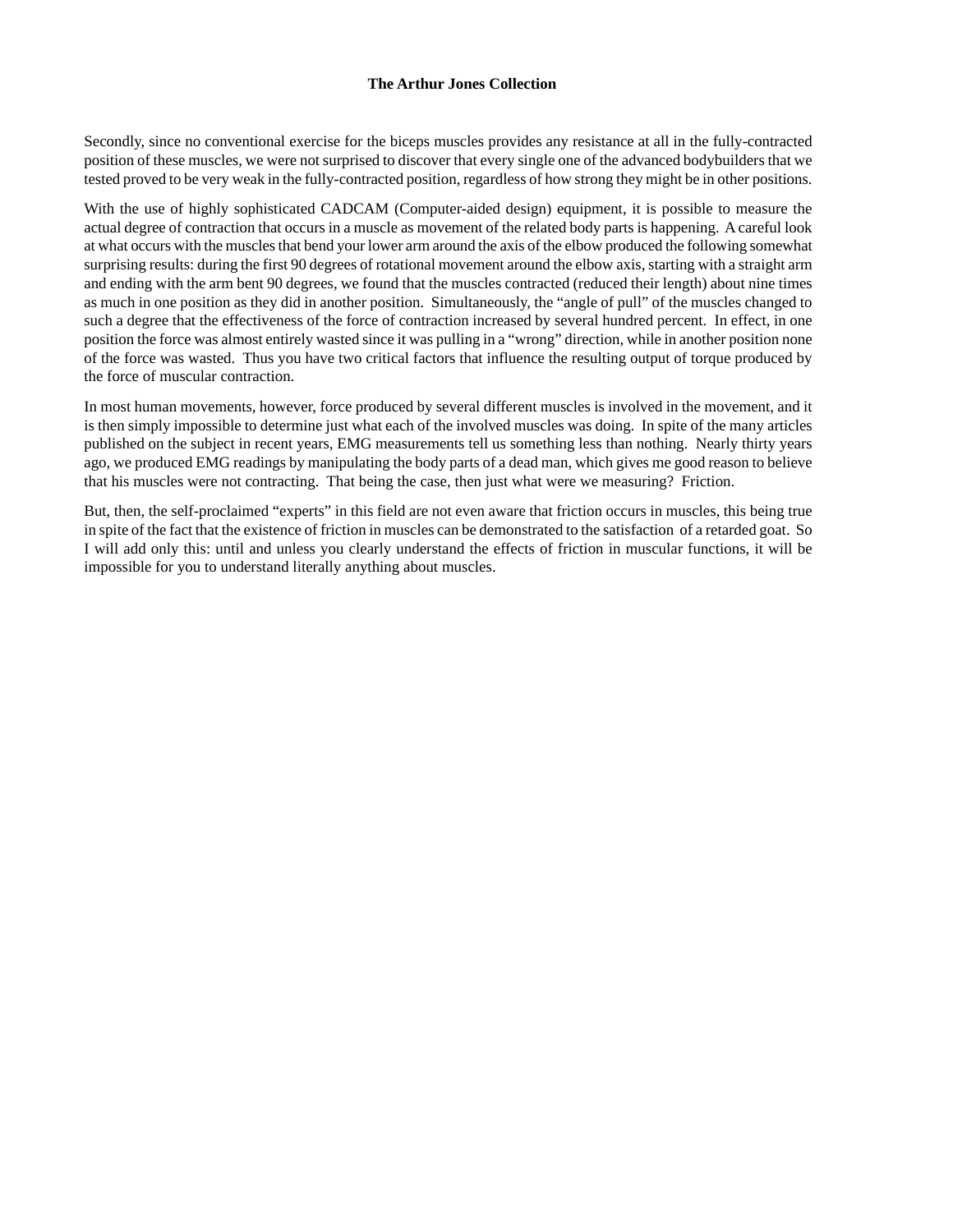Secondly, since no conventional exercise for the biceps muscles provides any resistance at all in the fully-contracted position of these muscles, we were not surprised to discover that every single one of the advanced bodybuilders that we tested proved to be very weak in the fully-contracted position, regardless of how strong they might be in other positions.

With the use of highly sophisticated CADCAM (Computer-aided design) equipment, it is possible to measure the actual degree of contraction that occurs in a muscle as movement of the related body parts is happening. A careful look at what occurs with the muscles that bend your lower arm around the axis of the elbow produced the following somewhat surprising results: during the first 90 degrees of rotational movement around the elbow axis, starting with a straight arm and ending with the arm bent 90 degrees, we found that the muscles contracted (reduced their length) about nine times as much in one position as they did in another position. Simultaneously, the "angle of pull" of the muscles changed to such a degree that the effectiveness of the force of contraction increased by several hundred percent. In effect, in one position the force was almost entirely wasted since it was pulling in a "wrong" direction, while in another position none of the force was wasted. Thus you have two critical factors that influence the resulting output of torque produced by the force of muscular contraction.

In most human movements, however, force produced by several different muscles is involved in the movement, and it is then simply impossible to determine just what each of the involved muscles was doing. In spite of the many articles published on the subject in recent years, EMG measurements tell us something less than nothing. Nearly thirty years ago, we produced EMG readings by manipulating the body parts of a dead man, which gives me good reason to believe that his muscles were not contracting. That being the case, then just what were we measuring? Friction.

But, then, the self-proclaimed "experts" in this field are not even aware that friction occurs in muscles, this being true in spite of the fact that the existence of friction in muscles can be demonstrated to the satisfaction of a retarded goat. So I will add only this: until and unless you clearly understand the effects of friction in muscular functions, it will be impossible for you to understand literally anything about muscles.